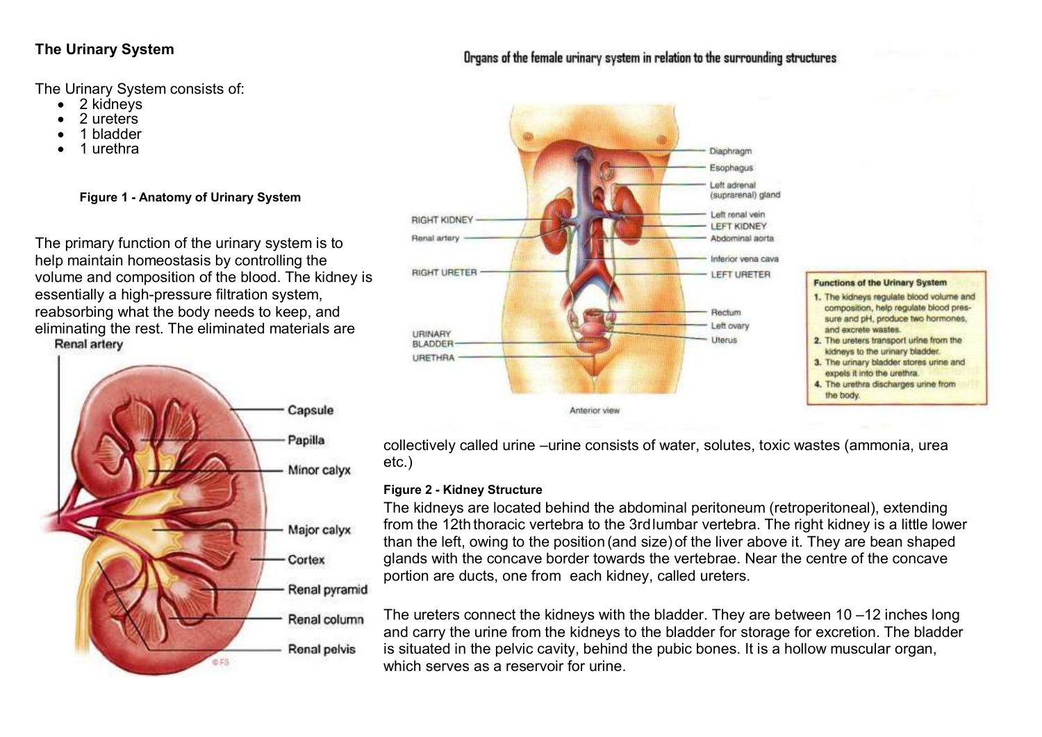## The Urinary System

The Urinary System consists of:

- 2 kidneys
- 2 ureters
- 1 bladder
- 1 urethra

**Figure 1 - Anatomy of Urinary System**

The primary function of the urinary system is to help maintain homeostasis by controlling the volume and composition of the blood. The kidney is essentially a high-pressure filtration system, reabsorbing what the body needs to keep, and eliminating the rest. The eliminated materials are collectively called urine –urine consists of water, solutes, toxic wastes (ammonia, urea etc.)

**Figure 2 - Kidney Structure**

The kidneys are located behind the abdominal peritoneum (retroperitoneal), extending from the 12th thoracic vertebra to the 3rd lumbar vertebra. The right kidney is a little lower than the left, owing to the position (and size) of the liver above it. They are bean shaped glands with the concave border towards the vertebrae. Near the centre of the concave portion are ducts, one from each kidney, called ureters.

The ureters connect the kidneys with the bladder. They are between 10 –12 inches long and carry the urine from the kidneys to the bladder for storage for excretion. The bladder is situated in the pelvic cavity, behind the pubic bones. It is a hollow muscular organ, which serves as a reservoir for urine.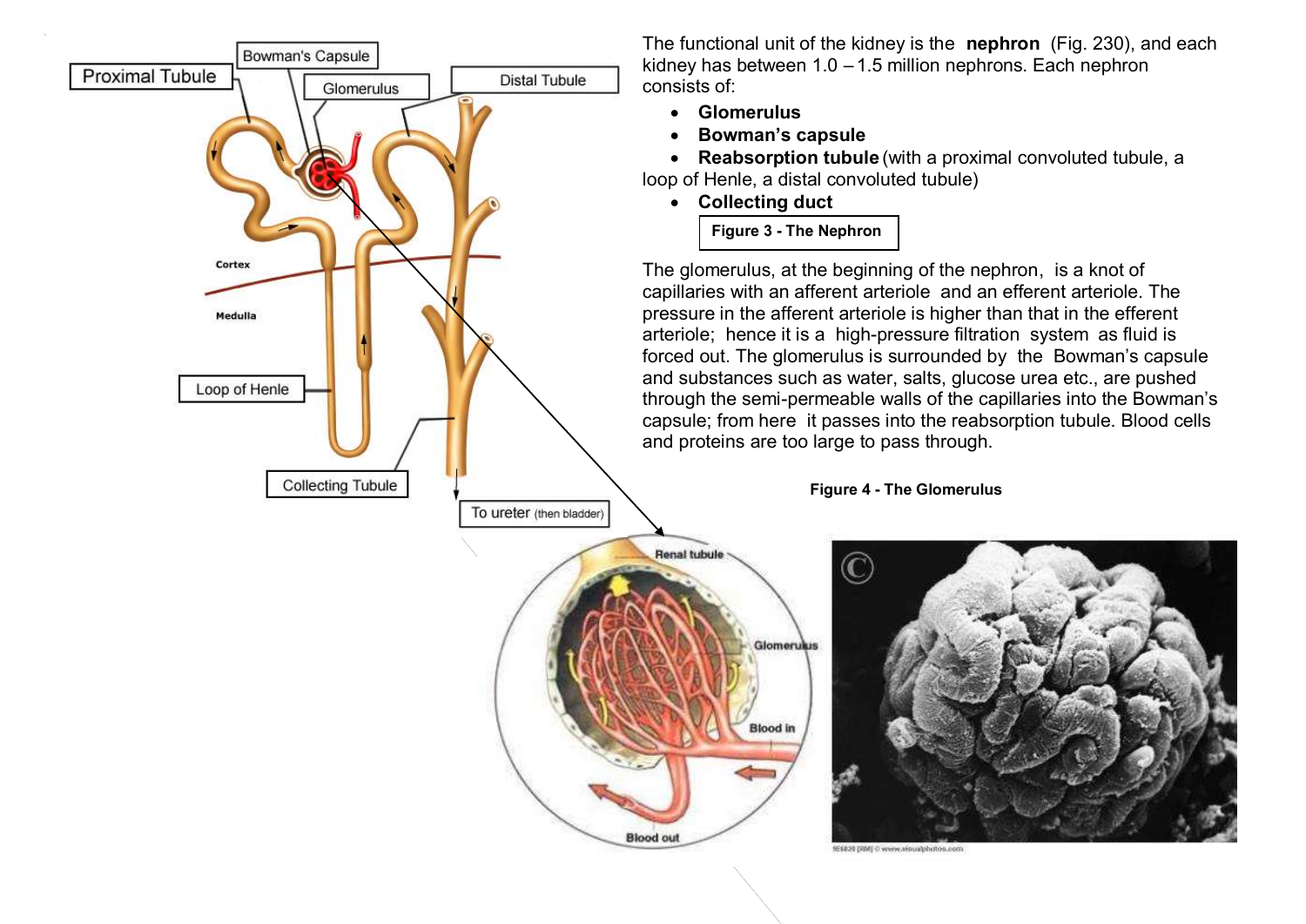The functional unit of the kidney is the **nephron** (Fig. 230), and each kidney has between 1.0 – 1.5 million nephrons. Each nephron consists of:

- **Glomerulus**
- **Bowman's capsule**
- **Reabsorption tubule** (with a proximal convoluted tubule, a loop of Henle, a distal convoluted tubule)
- **Collecting duct**

**Figure 3 - The Nephron**

The glomerulus, at the beginning of the nephron, is a knot of capillaries with an afferent arteriole and an efferent arteriole. The pressure in the afferent arteriole is higher than that in the efferent arteriole; hence it is a high-pressure filtration system as fluid is forced out. The glomerulus is surrounded by the Bowman's capsule and substances such as water, salts, glucose urea etc., are pushed through the semi-permeable walls of the capillaries into the Bowman's capsule; from here it passes into the reabsorption tubule. Blood cells and proteins are too large to pass through.

**Figure 4 - The Glomerulus**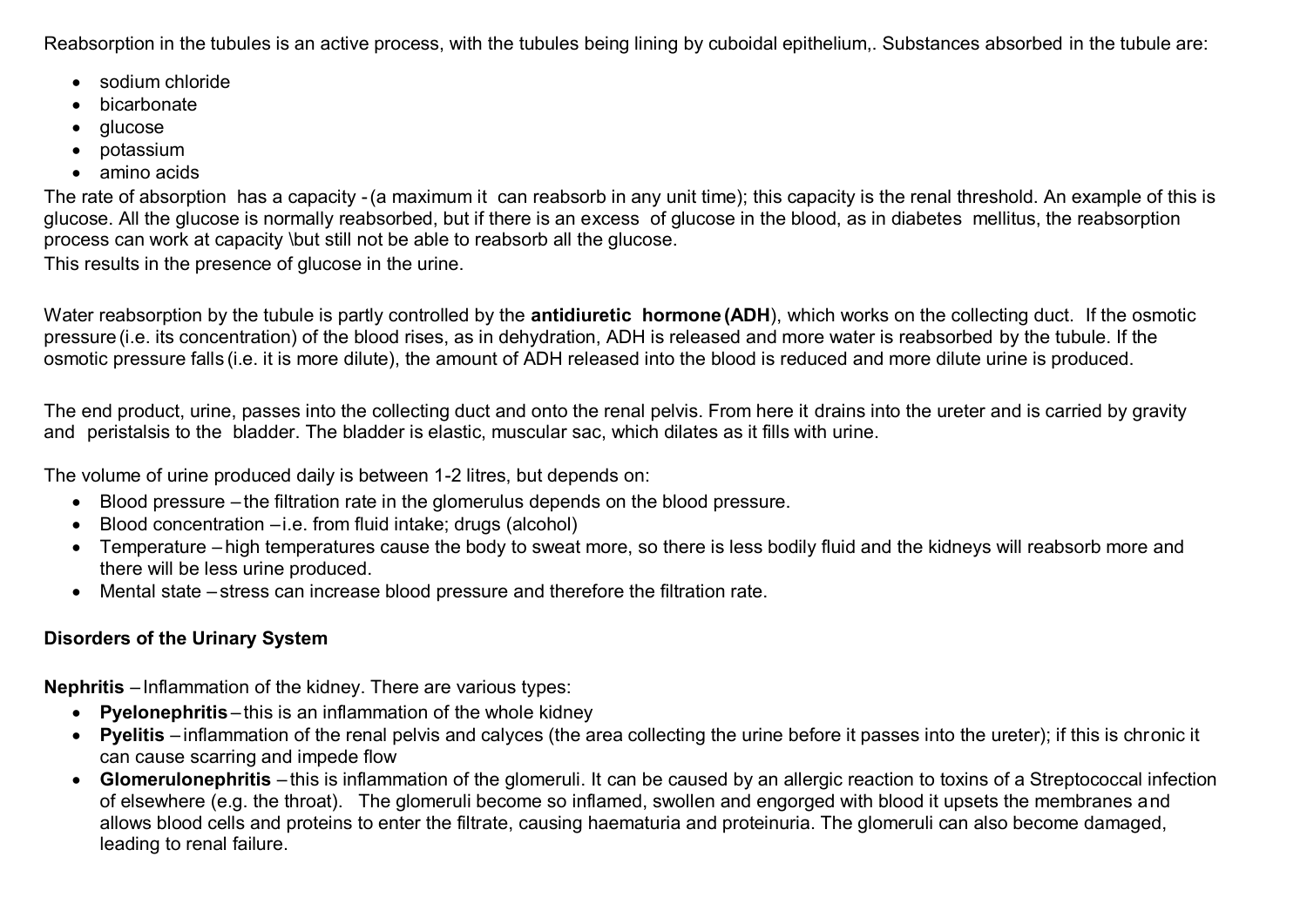Reabsorption in the tubules is an active process, with the tubules being lining by cuboidal epithelium,. Substances absorbed in the tubule are:

- sodium chloride
- bicarbonate
- glucose
- potassium
- amino acids

The rate of absorption has a capacity - (a maximum it can reabsorb in any unit time); this capacity is the renal threshold. An example of this is glucose. All the glucose is normally reabsorbed, but if there is an excess of glucose in the blood, as in diabetes mellitus, the reabsorption process can work at capacity \but still not be able to reabsorb all the glucose.

This results in the presence of glucose in the urine.

Water reabsorption by the tubule is partly controlled by the **antidiuretic hormone (ADH)**, which works on the collecting duct. If the osmotic pressure (i.e. its concentration) of the blood rises, as in dehydration, ADH is released and more water is reabsorbed by the tubule. If the osmotic pressure falls (i.e. it is more dilute), the amount of ADH released into the blood is reduced and more dilute urine is produced.

The end product, urine, passes into the collecting duct and onto the renal pelvis. From here it drains into the ureter and is carried by gravity and peristalsis to the bladder. The bladder is elastic, muscular sac, which dilates as it fills with urine.

The volume of urine produced daily is between 1-2 litres, but depends on:

- Blood pressure – the filtration rate in the glomerulus depends on the blood pressure.
- Blood concentration – i.e. from fluid intake; drugs (alcohol)
- Temperature – high temperatures cause the body to sweat more, so there is less bodily fluid and the kidneys will reabsorb more and there will be less urine produced.
- Mental state – stress can increase blood pressure and therefore the filtration rate.

**Disorders of the Urinary System**

**Nephritis** – Inflammation of the kidney. There are various types:

- **Pyelonephritis** – this is an inflammation of the whole kidney
- **Pyelitis** – inflammation of the renal pelvis and calyces (the area collecting the urine before it passes into the ureter); if this is chronic it can cause scarring and impede flow
- **Glomerulonephritis** – this is inflammation of the glomeruli. It can be caused by an allergic reaction to toxins of a Streptococcal infection of elsewhere (e.g. the throat). The glomeruli become so inflamed, swollen and engorged with blood it upsets the membranes and allows blood cells and proteins to enter the filtrate, causing haematuria and proteinuria. The glomeruli can also become damaged, leading to renal failure.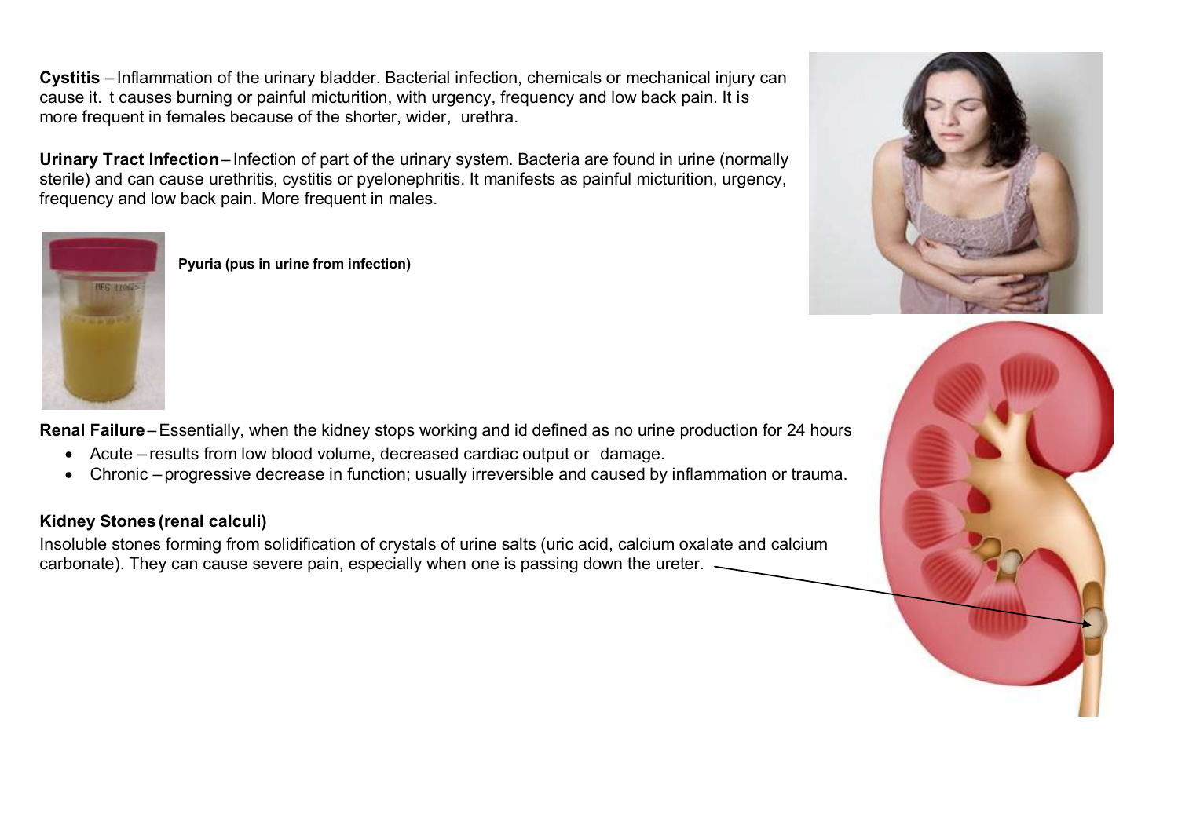**Cystitis** – Inflammation of the urinary bladder. Bacterial infection, chemicals or mechanical injury can cause it. t causes burning or painful micturition, with urgency, frequency and low back pain. It is more frequent in females because of the shorter, wider, urethra.

**Urinary Tract Infection** – Infection of part of the urinary system. Bacteria are found in urine (normally sterile) and can cause urethritis, cystitis or pyelonephritis. It manifests as painful micturition, urgency, frequency and low back pain. More frequent in males.

**Pyuria (pus in urine from infection)**

**Renal Failure** – Essentially, when the kidney stops working and id defined as no urine production for 24 hours

- Acute – results from low blood volume, decreased cardiac output or damage.
- Chronic – progressive decrease in function; usually irreversible and caused by inflammation or trauma.

**Kidney Stones (renal calculi)**

Insoluble stones forming from solidification of crystals of urine salts (uric acid, calcium oxalate and calcium carbonate). They can cause severe pain, especially when one is passing down the ureter.